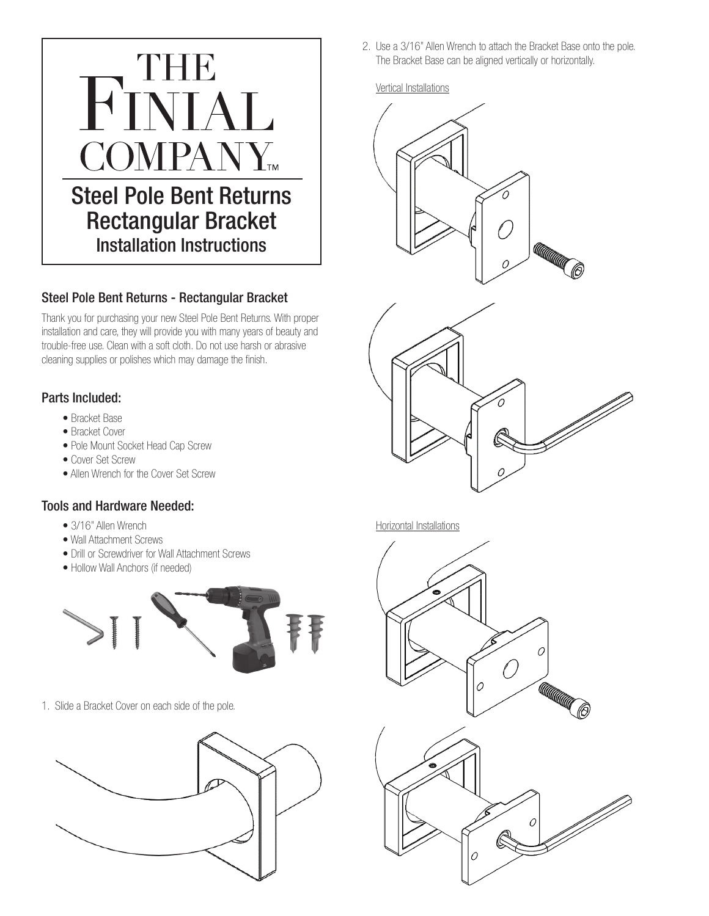# THE FINIAL COMPANY™

## Steel Pole Bent Returns Rectangular Bracket

### Installation Instructions

### Steel Pole Bent Returns - Rectangular Bracket

Thank you for purchasing your new Steel Pole Bent Returns. With proper installation and care, they will provide you with many years of beauty and trouble-free use. Clean with a soft cloth. Do not use harsh or abrasive cleaning supplies or polishes which may damage the finish.

### Parts Included:

- Bracket Base
- Bracket Cover
- Pole Mount Socket Head Cap Screw
- Cover Set Screw
- Allen Wrench for the Cover Set Screw

### Tools and Hardware Needed:

- 3/16" Allen Wrench
- Wall Attachment Screws
- Drill or Screwdriver for Wall Attachment Screws
- Hollow Wall Anchors (if needed)

1. Slide a Bracket Cover on each side of the pole.

2. Use a 3/16" Allen Wrench to attach the Bracket Base onto the pole. The Bracket Base can be aligned vertically or horizontally.

Vertical Installations

Horizontal Installations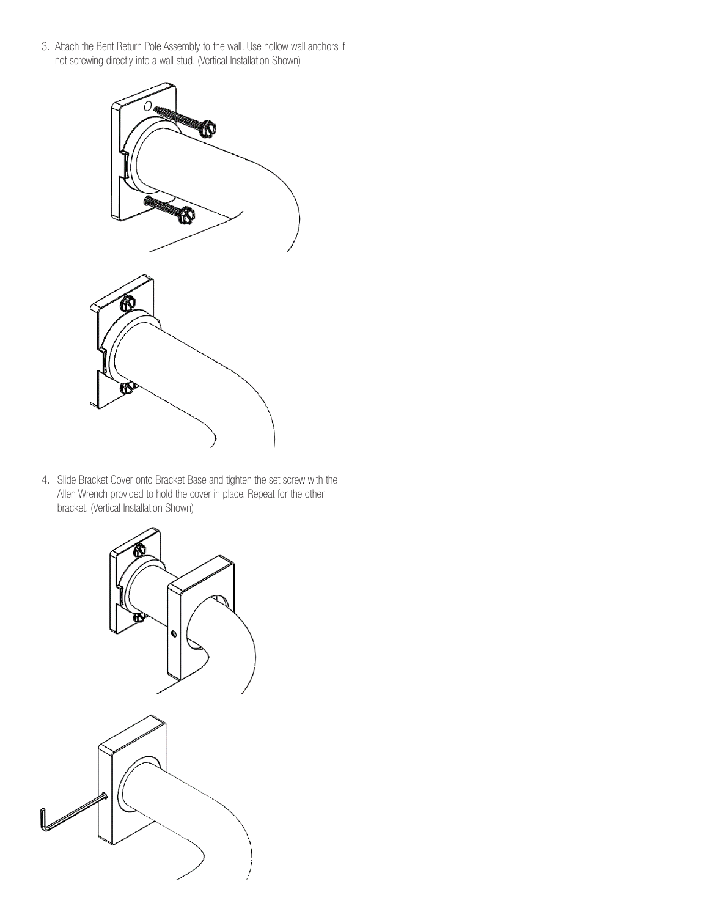3. Attach the Bent Return Pole Assembly to the wall. Use hollow wall anchors if not screwing directly into a wall stud. (Vertical Installation Shown)

4. Slide Bracket Cover onto Bracket Base and tighten the set screw with the Allen Wrench provided to hold the cover in place. Repeat for the other bracket. (Vertical Installation Shown)